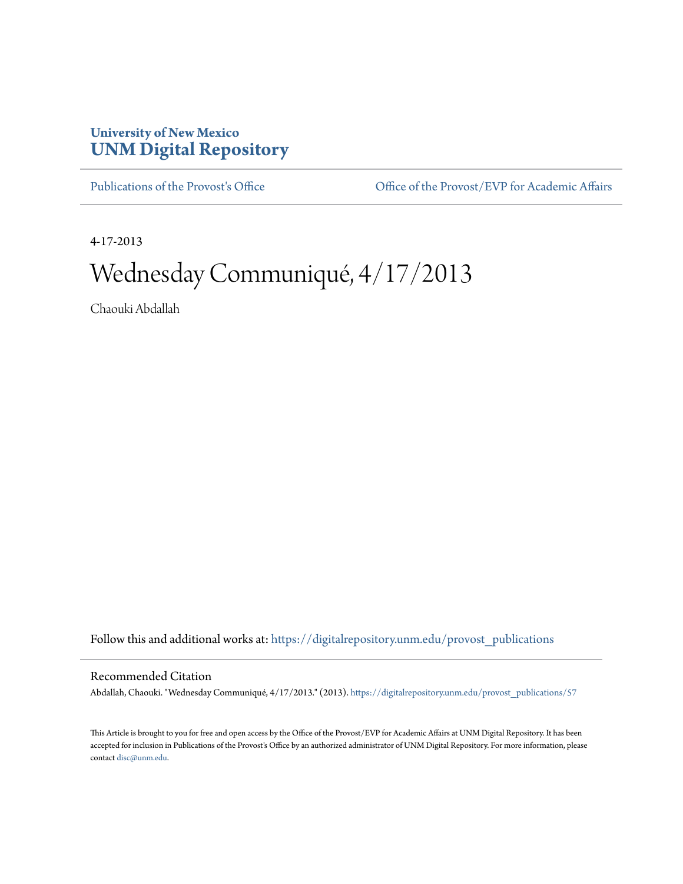University of New Mexico
**UNM Digital Repository**

Publications of the Provost's Office | Office of the Provost/EVP for Academic Affairs

4-17-2013

# Wednesday Communiqué, 4/17/2013

Chaouki Abdallah

Follow this and additional works at: https://digitalrepository.unm.edu/provost_publications

## Recommended Citation

Abdallah, Chaouki. "Wednesday Communiqué, 4/17/2013." (2013). https://digitalrepository.unm.edu/provost_publications/57

This Article is brought to you for free and open access by the Office of the Provost/EVP for Academic Affairs at UNM Digital Repository. It has been accepted for inclusion in Publications of the Provost's Office by an authorized administrator of UNM Digital Repository. For more information, please contact disc@unm.edu.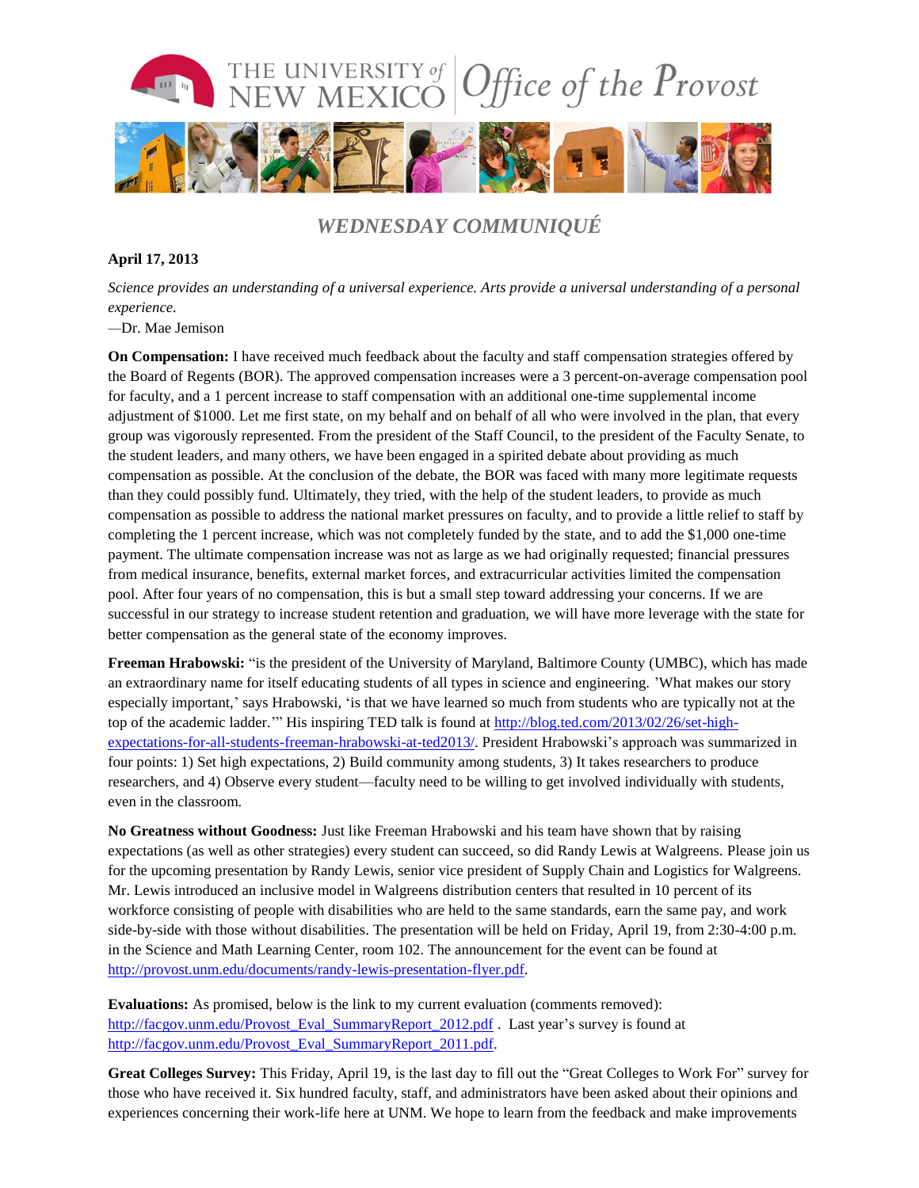# *WEDNESDAY COMMUNIQUÉ*

**April 17, 2013**

*Science provides an understanding of a universal experience. Arts provide a universal understanding of a personal experience.*
—Dr. Mae Jemison

**On Compensation:** I have received much feedback about the faculty and staff compensation strategies offered by the Board of Regents (BOR). The approved compensation increases were a 3 percent-on-average compensation pool for faculty, and a 1 percent increase to staff compensation with an additional one-time supplemental income adjustment of $1000. Let me first state, on my behalf and on behalf of all who were involved in the plan, that every group was vigorously represented. From the president of the Staff Council, to the president of the Faculty Senate, to the student leaders, and many others, we have been engaged in a spirited debate about providing as much compensation as possible. At the conclusion of the debate, the BOR was faced with many more legitimate requests than they could possibly fund. Ultimately, they tried, with the help of the student leaders, to provide as much compensation as possible to address the national market pressures on faculty, and to provide a little relief to staff by completing the 1 percent increase, which was not completely funded by the state, and to add the $1,000 one-time payment. The ultimate compensation increase was not as large as we had originally requested; financial pressures from medical insurance, benefits, external market forces, and extracurricular activities limited the compensation pool. After four years of no compensation, this is but a small step toward addressing your concerns. If we are successful in our strategy to increase student retention and graduation, we will have more leverage with the state for better compensation as the general state of the economy improves.

**Freeman Hrabowski:** "is the president of the University of Maryland, Baltimore County (UMBC), which has made an extraordinary name for itself educating students of all types in science and engineering. 'What makes our story especially important,' says Hrabowski, 'is that we have learned so much from students who are typically not at the top of the academic ladder.'" His inspiring TED talk is found at http://blog.ted.com/2013/02/26/set-high-expectations-for-all-students-freeman-hrabowski-at-ted2013/. President Hrabowski's approach was summarized in four points: 1) Set high expectations, 2) Build community among students, 3) It takes researchers to produce researchers, and 4) Observe every student—faculty need to be willing to get involved individually with students, even in the classroom.

**No Greatness without Goodness:** Just like Freeman Hrabowski and his team have shown that by raising expectations (as well as other strategies) every student can succeed, so did Randy Lewis at Walgreens. Please join us for the upcoming presentation by Randy Lewis, senior vice president of Supply Chain and Logistics for Walgreens. Mr. Lewis introduced an inclusive model in Walgreens distribution centers that resulted in 10 percent of its workforce consisting of people with disabilities who are held to the same standards, earn the same pay, and work side-by-side with those without disabilities. The presentation will be held on Friday, April 19, from 2:30-4:00 p.m. in the Science and Math Learning Center, room 102. The announcement for the event can be found at http://provost.unm.edu/documents/randy-lewis-presentation-flyer.pdf.

**Evaluations:** As promised, below is the link to my current evaluation (comments removed): http://facgov.unm.edu/Provost_Eval_SummaryReport_2012.pdf . Last year's survey is found at http://facgov.unm.edu/Provost_Eval_SummaryReport_2011.pdf.

**Great Colleges Survey:** This Friday, April 19, is the last day to fill out the "Great Colleges to Work For" survey for those who have received it. Six hundred faculty, staff, and administrators have been asked about their opinions and experiences concerning their work-life here at UNM. We hope to learn from the feedback and make improvements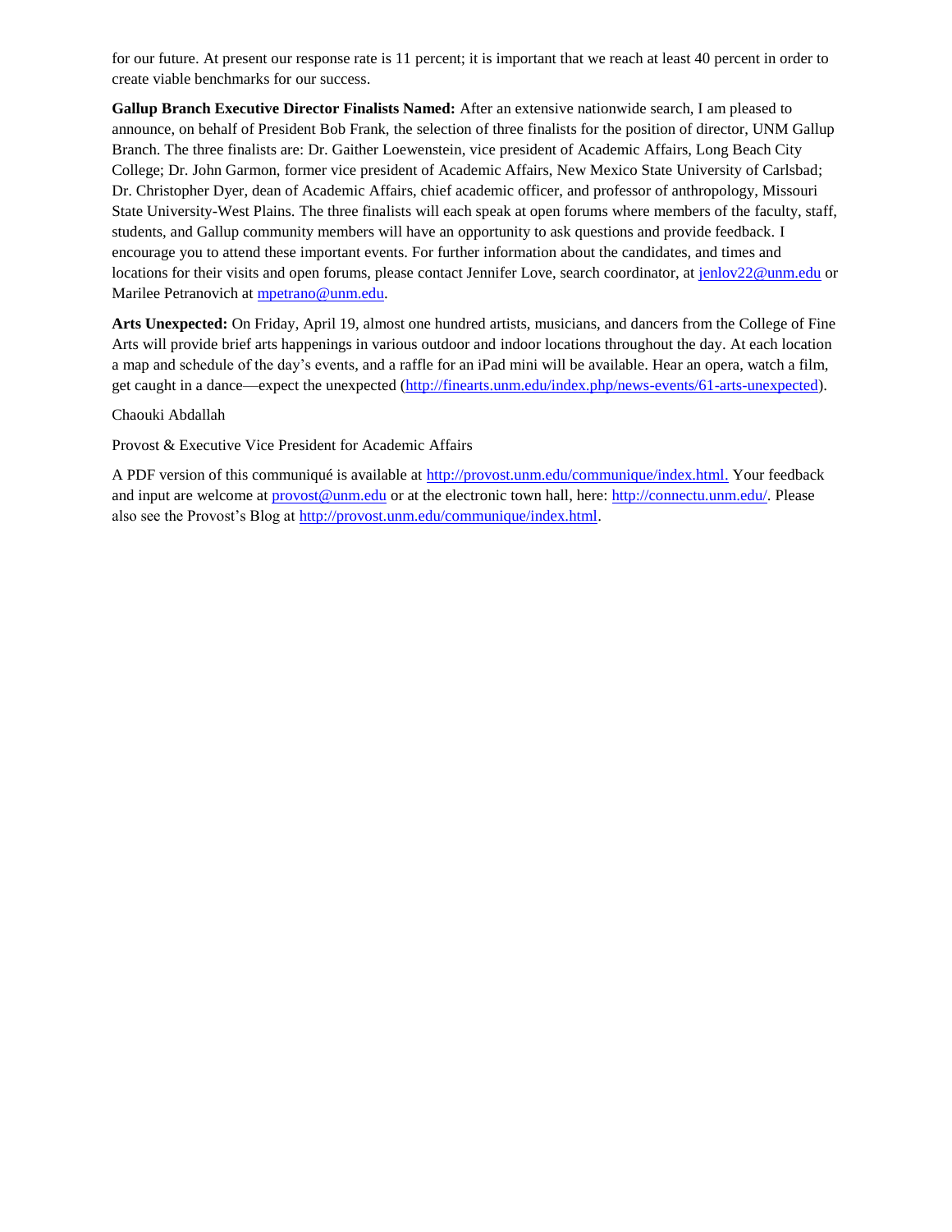for our future. At present our response rate is 11 percent; it is important that we reach at least 40 percent in order to create viable benchmarks for our success.

**Gallup Branch Executive Director Finalists Named:** After an extensive nationwide search, I am pleased to announce, on behalf of President Bob Frank, the selection of three finalists for the position of director, UNM Gallup Branch. The three finalists are: Dr. Gaither Loewenstein, vice president of Academic Affairs, Long Beach City College; Dr. John Garmon, former vice president of Academic Affairs, New Mexico State University of Carlsbad; Dr. Christopher Dyer, dean of Academic Affairs, chief academic officer, and professor of anthropology, Missouri State University-West Plains. The three finalists will each speak at open forums where members of the faculty, staff, students, and Gallup community members will have an opportunity to ask questions and provide feedback. I encourage you to attend these important events. For further information about the candidates, and times and locations for their visits and open forums, please contact Jennifer Love, search coordinator, at [jenlov22@unm.edu](mailto:jenlov22@unm.edu) or Marilee Petranovich at [mpetrano@unm.edu](mailto:mpetrano@unm.edu).

**Arts Unexpected:** On Friday, April 19, almost one hundred artists, musicians, and dancers from the College of Fine Arts will provide brief arts happenings in various outdoor and indoor locations throughout the day. At each location a map and schedule of the day's events, and a raffle for an iPad mini will be available. Hear an opera, watch a film, get caught in a dance—expect the unexpected ([http://finearts.unm.edu/index.php/news-events/61-arts-unexpected](http://finearts.unm.edu/index.php/news-events/61-arts-unexpected)).

Chaouki Abdallah

Provost & Executive Vice President for Academic Affairs

A PDF version of this communiqué is available at [http://provost.unm.edu/communique/index.html.](http://provost.unm.edu/communique/index.html) Your feedback and input are welcome at [provost@unm.edu](mailto:provost@unm.edu) or at the electronic town hall, here: [http://connectu.unm.edu/](http://connectu.unm.edu/). Please also see the Provost's Blog at [http://provost.unm.edu/communique/index.html](http://provost.unm.edu/communique/index.html).